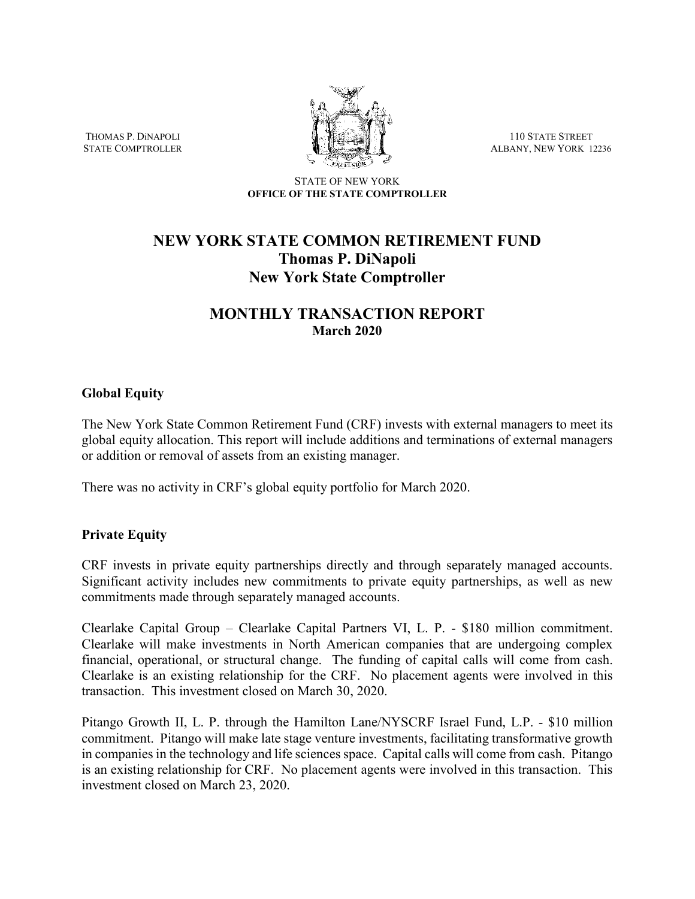THOMAS P. DiNAPOLI
STATE COMPTROLLER

110 STATE STREET
ALBANY, NEW YORK 12236

STATE OF NEW YORK
**OFFICE OF THE STATE COMPTROLLER**

# NEW YORK STATE COMMON RETIREMENT FUND
## Thomas P. DiNapoli
## New York State Comptroller

# MONTHLY TRANSACTION REPORT
## March 2020

### Global Equity

The New York State Common Retirement Fund (CRF) invests with external managers to meet its global equity allocation. This report will include additions and terminations of external managers or addition or removal of assets from an existing manager.

There was no activity in CRF's global equity portfolio for March 2020.

### Private Equity

CRF invests in private equity partnerships directly and through separately managed accounts. Significant activity includes new commitments to private equity partnerships, as well as new commitments made through separately managed accounts.

Clearlake Capital Group – Clearlake Capital Partners VI, L. P. - $180 million commitment. Clearlake will make investments in North American companies that are undergoing complex financial, operational, or structural change. The funding of capital calls will come from cash. Clearlake is an existing relationship for the CRF. No placement agents were involved in this transaction. This investment closed on March 30, 2020.

Pitango Growth II, L. P. through the Hamilton Lane/NYSCRF Israel Fund, L.P. - $10 million commitment. Pitango will make late stage venture investments, facilitating transformative growth in companies in the technology and life sciences space. Capital calls will come from cash. Pitango is an existing relationship for CRF. No placement agents were involved in this transaction. This investment closed on March 23, 2020.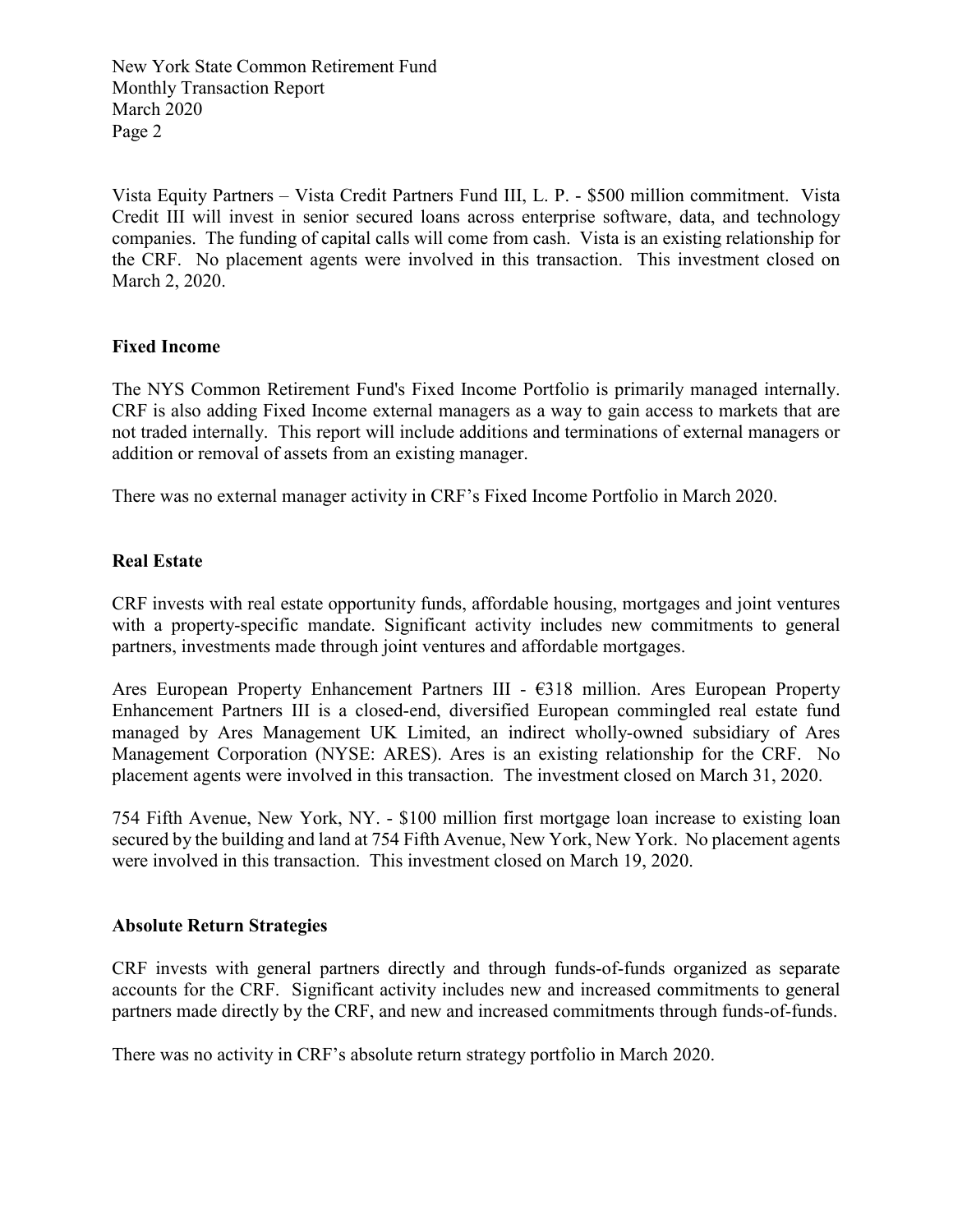Vista Equity Partners – Vista Credit Partners Fund III, L. P. - $500 million commitment. Vista Credit III will invest in senior secured loans across enterprise software, data, and technology companies. The funding of capital calls will come from cash. Vista is an existing relationship for the CRF. No placement agents were involved in this transaction. This investment closed on March 2, 2020.

## Fixed Income

The NYS Common Retirement Fund's Fixed Income Portfolio is primarily managed internally. CRF is also adding Fixed Income external managers as a way to gain access to markets that are not traded internally. This report will include additions and terminations of external managers or addition or removal of assets from an existing manager.

There was no external manager activity in CRF's Fixed Income Portfolio in March 2020.

## Real Estate

CRF invests with real estate opportunity funds, affordable housing, mortgages and joint ventures with a property-specific mandate. Significant activity includes new commitments to general partners, investments made through joint ventures and affordable mortgages.

Ares European Property Enhancement Partners III - €318 million. Ares European Property Enhancement Partners III is a closed-end, diversified European commingled real estate fund managed by Ares Management UK Limited, an indirect wholly-owned subsidiary of Ares Management Corporation (NYSE: ARES). Ares is an existing relationship for the CRF. No placement agents were involved in this transaction. The investment closed on March 31, 2020.

754 Fifth Avenue, New York, NY. - $100 million first mortgage loan increase to existing loan secured by the building and land at 754 Fifth Avenue, New York, New York. No placement agents were involved in this transaction. This investment closed on March 19, 2020.

## Absolute Return Strategies

CRF invests with general partners directly and through funds-of-funds organized as separate accounts for the CRF. Significant activity includes new and increased commitments to general partners made directly by the CRF, and new and increased commitments through funds-of-funds.

There was no activity in CRF's absolute return strategy portfolio in March 2020.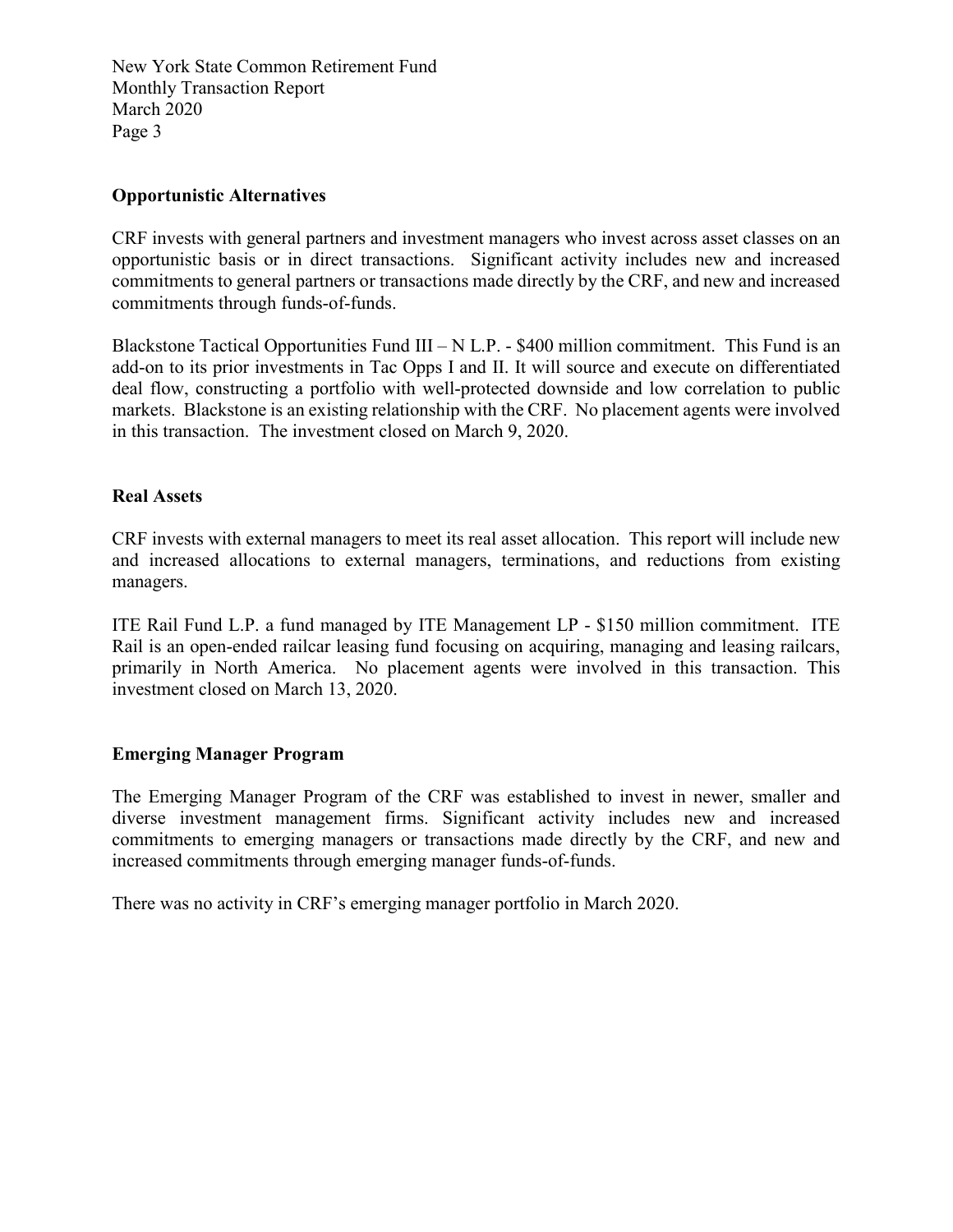## Opportunistic Alternatives

CRF invests with general partners and investment managers who invest across asset classes on an opportunistic basis or in direct transactions. Significant activity includes new and increased commitments to general partners or transactions made directly by the CRF, and new and increased commitments through funds-of-funds.

Blackstone Tactical Opportunities Fund III – N L.P. - $400 million commitment. This Fund is an add-on to its prior investments in Tac Opps I and II. It will source and execute on differentiated deal flow, constructing a portfolio with well-protected downside and low correlation to public markets. Blackstone is an existing relationship with the CRF. No placement agents were involved in this transaction. The investment closed on March 9, 2020.

## Real Assets

CRF invests with external managers to meet its real asset allocation. This report will include new and increased allocations to external managers, terminations, and reductions from existing managers.

ITE Rail Fund L.P. a fund managed by ITE Management LP - $150 million commitment. ITE Rail is an open-ended railcar leasing fund focusing on acquiring, managing and leasing railcars, primarily in North America. No placement agents were involved in this transaction. This investment closed on March 13, 2020.

## Emerging Manager Program

The Emerging Manager Program of the CRF was established to invest in newer, smaller and diverse investment management firms. Significant activity includes new and increased commitments to emerging managers or transactions made directly by the CRF, and new and increased commitments through emerging manager funds-of-funds.

There was no activity in CRF's emerging manager portfolio in March 2020.